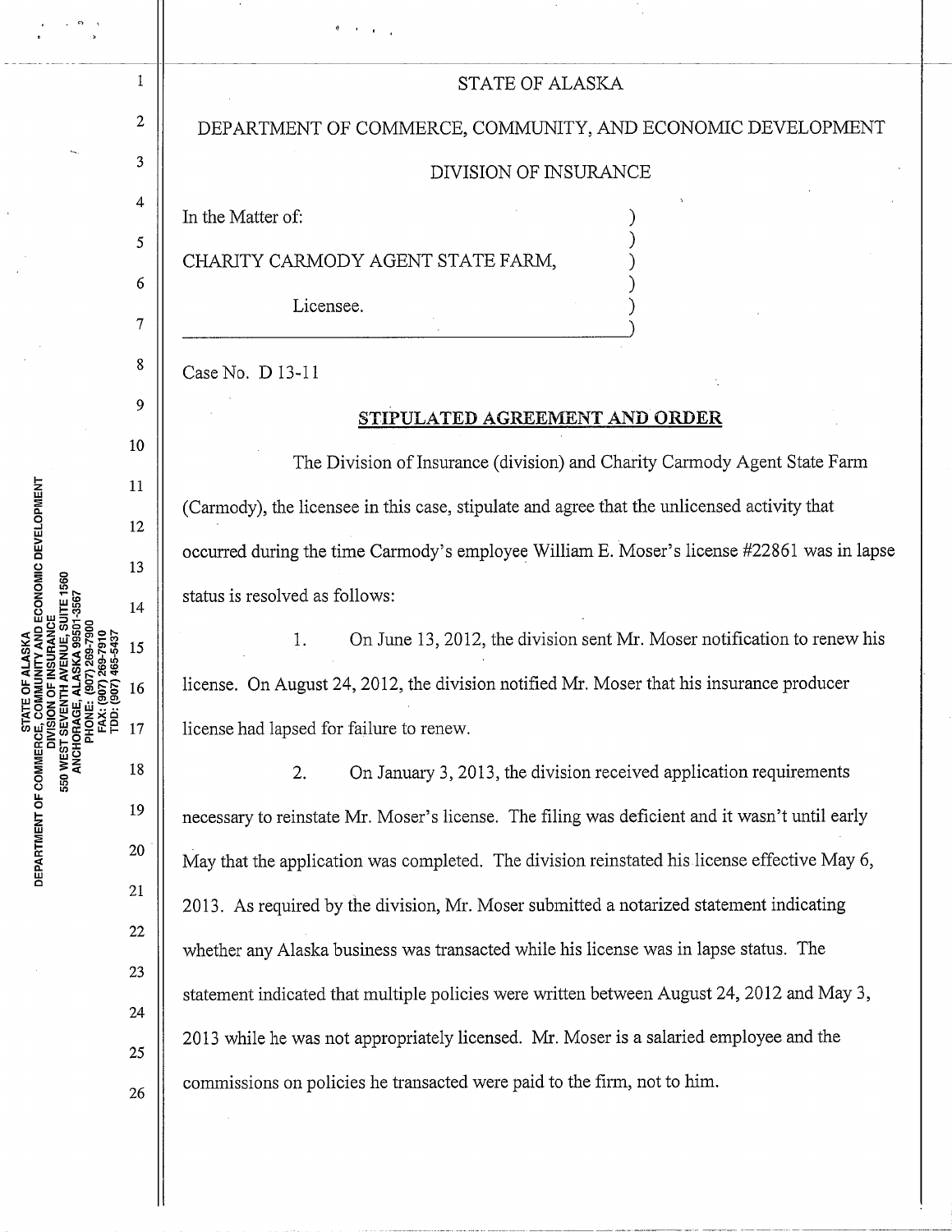STATE OF ALASKA

DEPARTMENT OF COMMERCE, COMMUNITY, AND ECONOMIC DEVELOPMENT

DIVISION OF INSURANCE

In the Matter of:

CHARITY CARMODY AGENT STATE FARM,

Licensee.

Case No. D 13-11

**STIPULATED AGREEMENT AND ORDER**

The Division of Insurance (division) and Charity Carmody Agent State Farm (Carmody), the licensee in this case, stipulate and agree that the unlicensed activity that occurred during the time Carmody's employee William E. Moser's license #22861 was in lapse status is resolved as follows:

1. On June 13, 2012, the division sent Mr. Moser notification to renew his license. On August 24, 2012, the division notified Mr. Moser that his insurance producer license had lapsed for failure to renew.

2. On January 3, 2013, the division received application requirements necessary to reinstate Mr. Moser's license. The filing was deficient and it wasn't until early May that the application was completed. The division reinstated his license effective May 6, 2013. As required by the division, Mr. Moser submitted a notarized statement indicating whether any Alaska business was transacted while his license was in lapse status. The statement indicated that multiple policies were written between August 24, 2012 and May 3, 2013 while he was not appropriately licensed. Mr. Moser is a salaried employee and the commissions on policies he transacted were paid to the firm, not to him.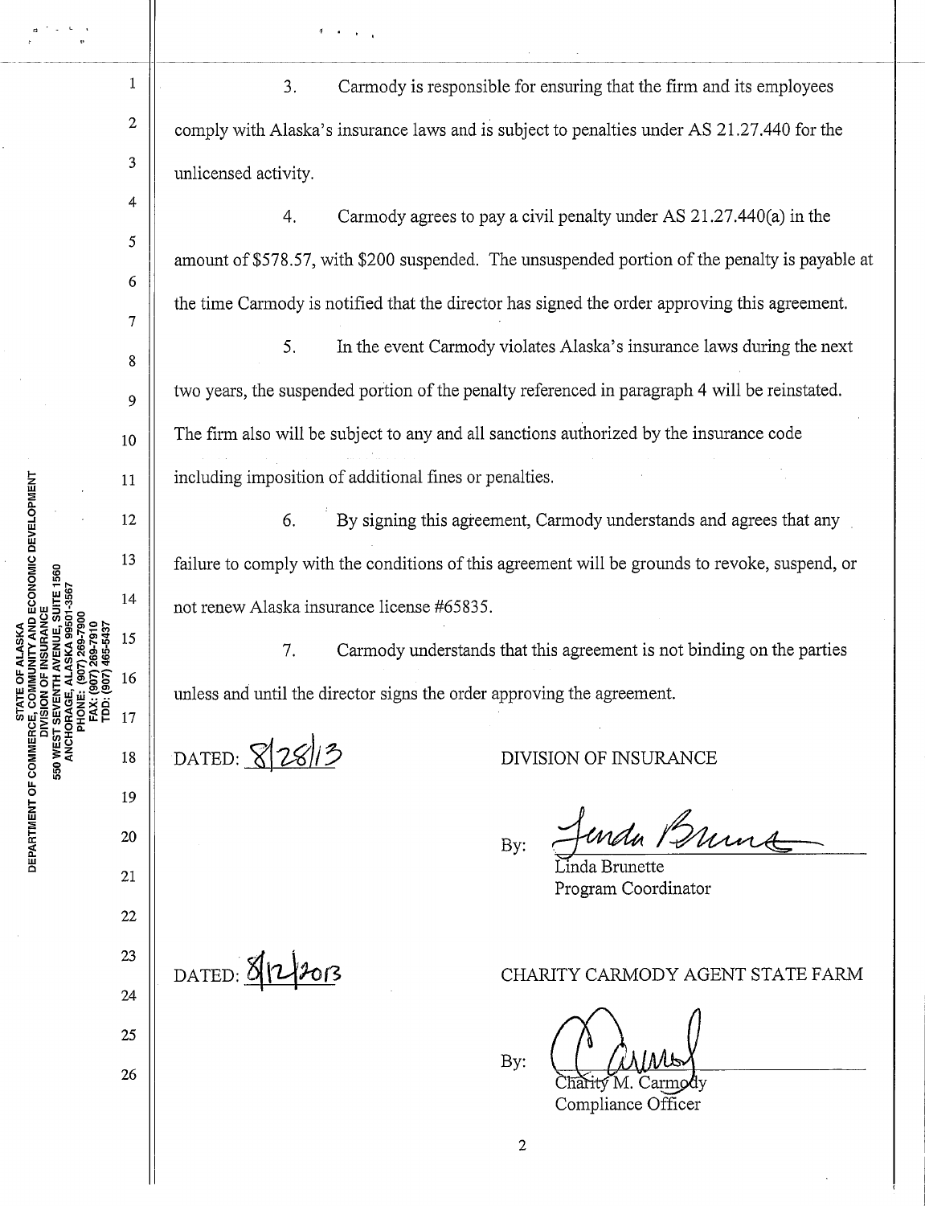3. Carmody is responsible for ensuring that the firm and its employees comply with Alaska's insurance laws and is subject to penalties under AS 21.27.440 for the unlicensed activity.

4. Carmody agrees to pay a civil penalty under AS 21.27.440(a) in the amount of $578.57, with $200 suspended. The unsuspended portion of the penalty is payable at the time Carmody is notified that the director has signed the order approving this agreement.

5. In the event Carmody violates Alaska's insurance laws during the next two years, the suspended portion of the penalty referenced in paragraph 4 will be reinstated. The firm also will be subject to any and all sanctions authorized by the insurance code including imposition of additional fines or penalties.

6. By signing this agreement, Carmody understands and agrees that any failure to comply with the conditions of this agreement will be grounds to revoke, suspend, or not renew Alaska insurance license #65835.

7. Carmody understands that this agreement is not binding on the parties unless and until the director signs the order approving the agreement.

DATED: 8/28/13

DIVISION OF INSURANCE

By: Linda Brunette
Linda Brunette
Program Coordinator

DATED: 8/12/2013

CHARITY CARMODY AGENT STATE FARM

By: C Carmody
Charity M. Carmody
Compliance Officer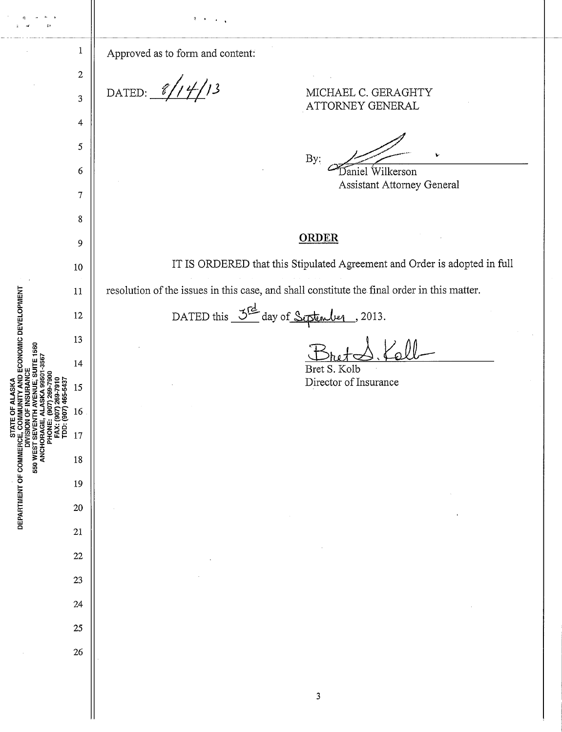Approved as to form and content:

DATED: 8/14/13

MICHAEL C. GERAGHTY
ATTORNEY GENERAL

By: Daniel Wilkerson
Assistant Attorney General

## ORDER

IT IS ORDERED that this Stipulated Agreement and Order is adopted in full resolution of the issues in this case, and shall constitute the final order in this matter.

DATED this 3rd day of September, 2013.

Bret S. Kolb
Director of Insurance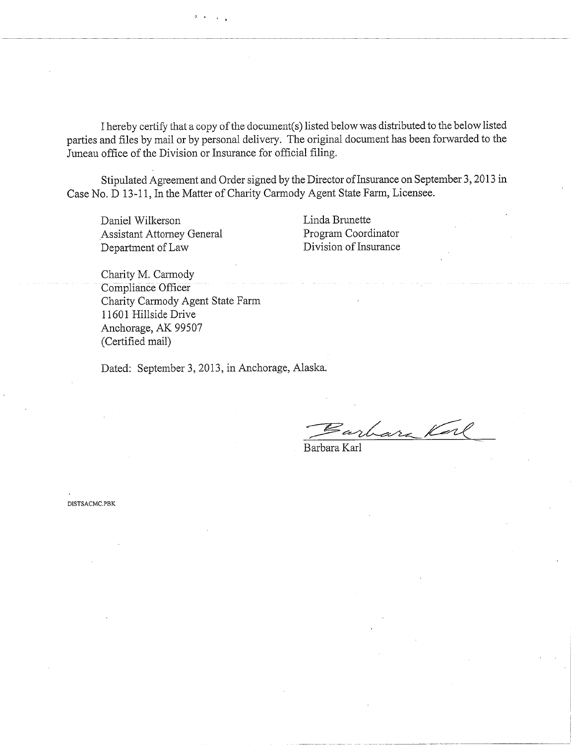I hereby certify that a copy of the document(s) listed below was distributed to the below listed parties and files by mail or by personal delivery. The original document has been forwarded to the Juneau office of the Division or Insurance for official filing.

Stipulated Agreement and Order signed by the Director of Insurance on September 3, 2013 in Case No. D 13-11, In the Matter of Charity Carmody Agent State Farm, Licensee.

Daniel Wilkerson
Assistant Attorney General
Department of Law

Linda Brunette
Program Coordinator
Division of Insurance

Charity M. Carmody
Compliance Officer
Charity Carmody Agent State Farm
11601 Hillside Drive
Anchorage, AK 99507
(Certified mail)

Dated: September 3, 2013, in Anchorage, Alaska.

Barbara Karl

DISTSACMC.PBK